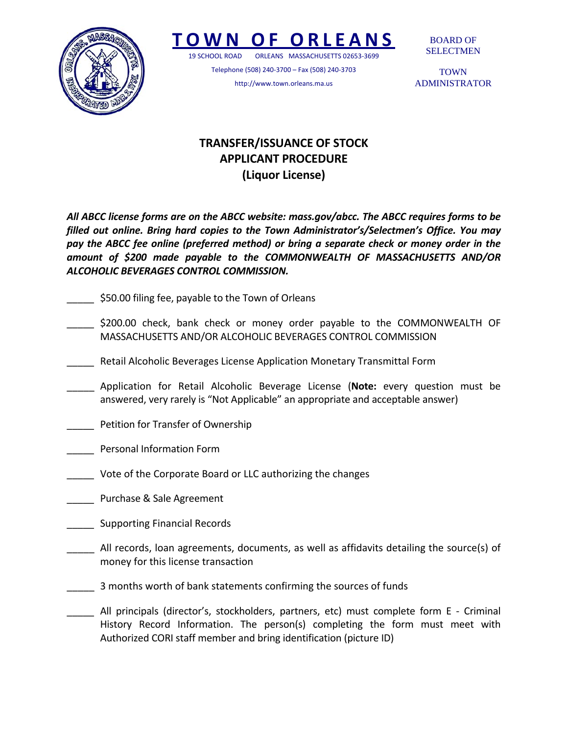# TOWN OF ORLEANS

19 SCHOOL ROAD ORLEANS MASSACHUSETTS 02653-3699

Telephone (508) 240-3700 – Fax (508) 240-3703

http://www.town.orleans.ma.us

BOARD OF SELECTMEN

TOWN ADMINISTRATOR

## TRANSFER/ISSUANCE OF STOCK
## APPLICANT PROCEDURE
## (Liquor License)

***All ABCC license forms are on the ABCC website: mass.gov/abcc. The ABCC requires forms to be filled out online. Bring hard copies to the Town Administrator's/Selectmen's Office. You may pay the ABCC fee online (preferred method) or bring a separate check or money order in the amount of $200 made payable to the COMMONWEALTH OF MASSACHUSETTS AND/OR ALCOHOLIC BEVERAGES CONTROL COMMISSION.***

_____ $50.00 filing fee, payable to the Town of Orleans

_____ $200.00 check, bank check or money order payable to the COMMONWEALTH OF MASSACHUSETTS AND/OR ALCOHOLIC BEVERAGES CONTROL COMMISSION

_____ Retail Alcoholic Beverages License Application Monetary Transmittal Form

_____ Application for Retail Alcoholic Beverage License (**Note:** every question must be answered, very rarely is "Not Applicable" an appropriate and acceptable answer)

_____ Petition for Transfer of Ownership

_____ Personal Information Form

_____ Vote of the Corporate Board or LLC authorizing the changes

_____ Purchase & Sale Agreement

_____ Supporting Financial Records

_____ All records, loan agreements, documents, as well as affidavits detailing the source(s) of money for this license transaction

_____ 3 months worth of bank statements confirming the sources of funds

_____ All principals (director's, stockholders, partners, etc) must complete form E - Criminal History Record Information. The person(s) completing the form must meet with Authorized CORI staff member and bring identification (picture ID)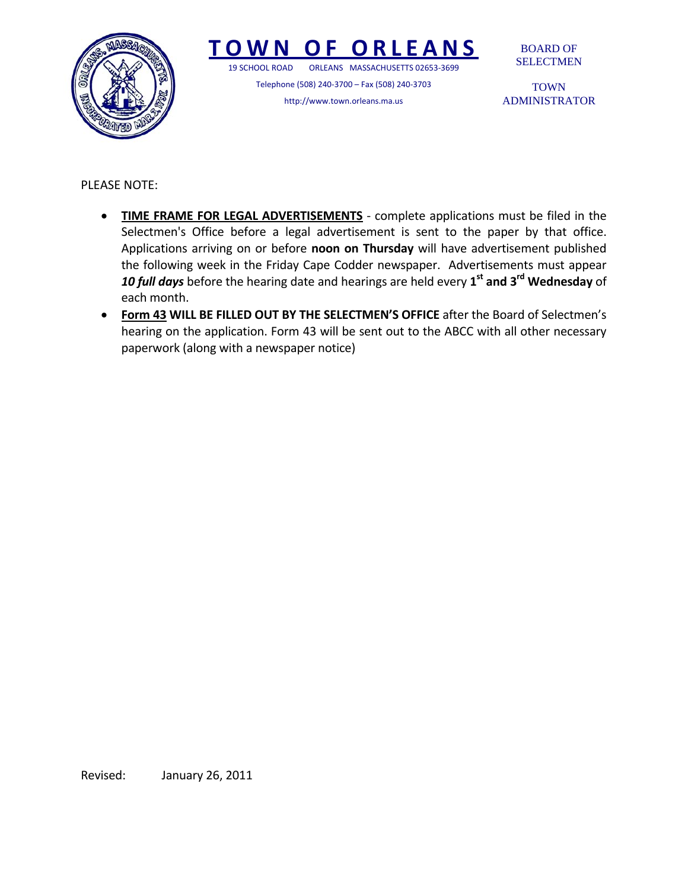# TOWN OF ORLEANS

19 SCHOOL ROAD ORLEANS MASSACHUSETTS 02653-3699

Telephone (508) 240-3700 – Fax (508) 240-3703

http://www.town.orleans.ma.us

BOARD OF SELECTMEN

TOWN ADMINISTRATOR

PLEASE NOTE:

- **TIME FRAME FOR LEGAL ADVERTISEMENTS** - complete applications must be filed in the Selectmen's Office before a legal advertisement is sent to the paper by that office. Applications arriving on or before **noon on Thursday** will have advertisement published the following week in the Friday Cape Codder newspaper. Advertisements must appear ***10 full days*** before the hearing date and hearings are held every **1st and 3rd Wednesday** of each month.
- **Form 43 WILL BE FILLED OUT BY THE SELECTMEN'S OFFICE** after the Board of Selectmen's hearing on the application. Form 43 will be sent out to the ABCC with all other necessary paperwork (along with a newspaper notice)

Revised: January 26, 2011